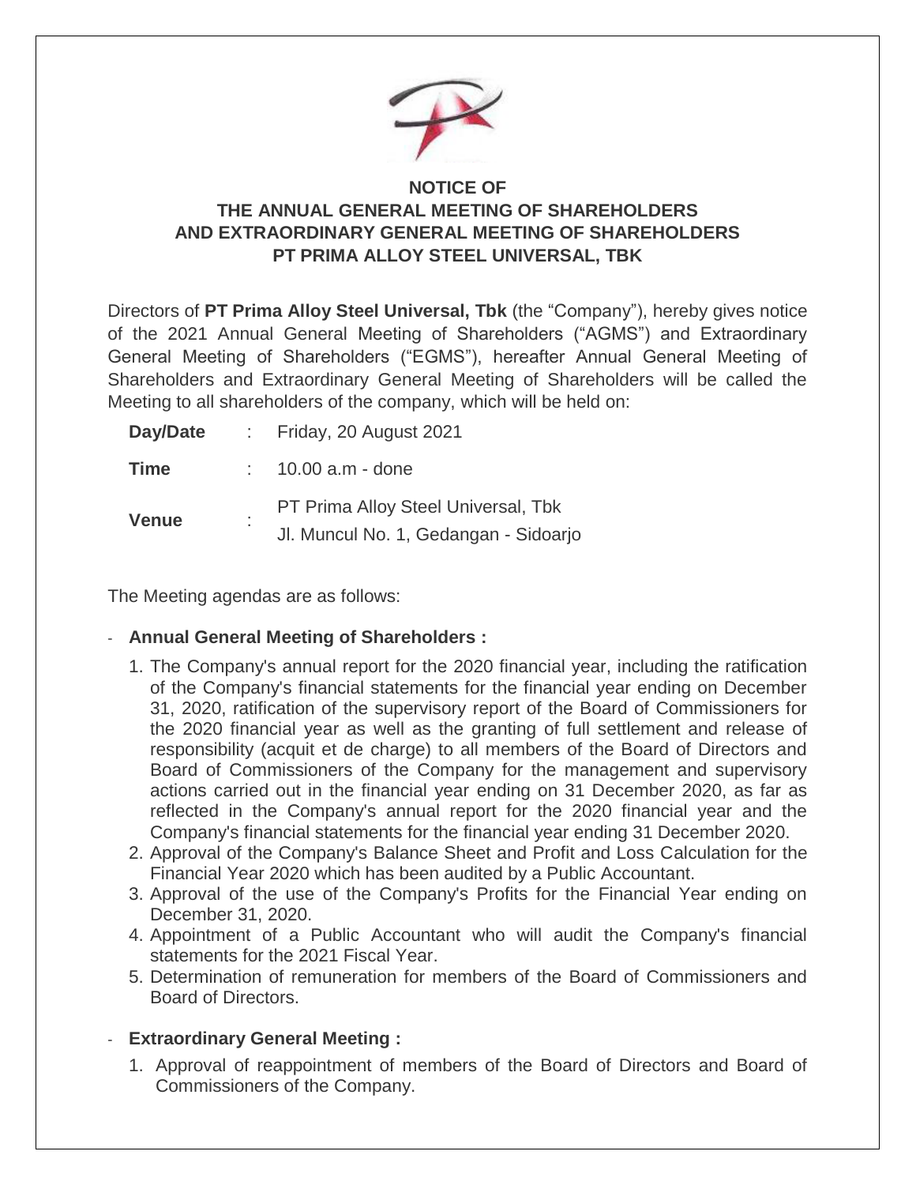# NOTICE OF
# THE ANNUAL GENERAL MEETING OF SHAREHOLDERS AND EXTRAORDINARY GENERAL MEETING OF SHAREHOLDERS PT PRIMA ALLOY STEEL UNIVERSAL, TBK

Directors of **PT Prima Alloy Steel Universal, Tbk** (the "Company"), hereby gives notice of the 2021 Annual General Meeting of Shareholders ("AGMS") and Extraordinary General Meeting of Shareholders ("EGMS"), hereafter Annual General Meeting of Shareholders and Extraordinary General Meeting of Shareholders will be called the Meeting to all shareholders of the company, which will be held on:

| | | |
|---|---|---|
| **Day/Date** | : | Friday, 20 August 2021 |
| **Time** | : | 10.00 a.m - done |
| **Venue** | : | PT Prima Alloy Steel Universal, Tbk<br>Jl. Muncul No. 1, Gedangan - Sidoarjo |

The Meeting agendas are as follows:

- **Annual General Meeting of Shareholders :**
  1. The Company's annual report for the 2020 financial year, including the ratification of the Company's financial statements for the financial year ending on December 31, 2020, ratification of the supervisory report of the Board of Commissioners for the 2020 financial year as well as the granting of full settlement and release of responsibility (acquit et de charge) to all members of the Board of Directors and Board of Commissioners of the Company for the management and supervisory actions carried out in the financial year ending on 31 December 2020, as far as reflected in the Company's annual report for the 2020 financial year and the Company's financial statements for the financial year ending 31 December 2020.
  2. Approval of the Company's Balance Sheet and Profit and Loss Calculation for the Financial Year 2020 which has been audited by a Public Accountant.
  3. Approval of the use of the Company's Profits for the Financial Year ending on December 31, 2020.
  4. Appointment of a Public Accountant who will audit the Company's financial statements for the 2021 Fiscal Year.
  5. Determination of remuneration for members of the Board of Commissioners and Board of Directors.

- **Extraordinary General Meeting :**
  1. Approval of reappointment of members of the Board of Directors and Board of Commissioners of the Company.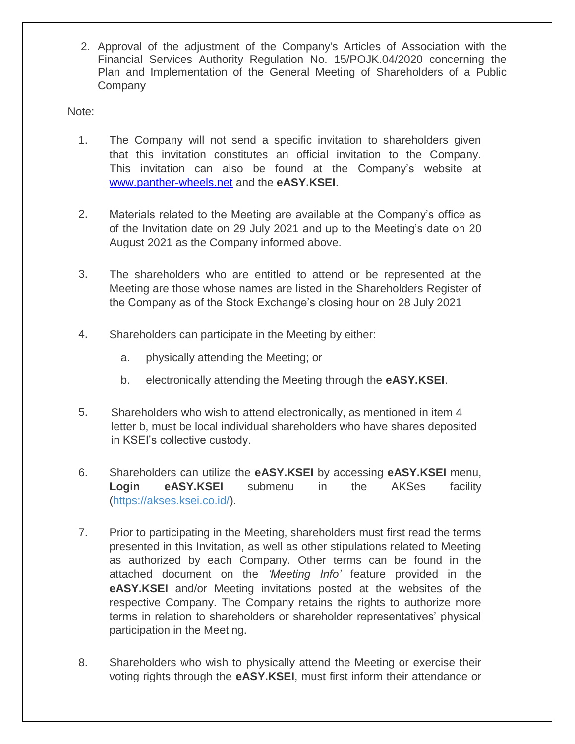2. Approval of the adjustment of the Company's Articles of Association with the Financial Services Authority Regulation No. 15/POJK.04/2020 concerning the Plan and Implementation of the General Meeting of Shareholders of a Public Company

Note:

1. The Company will not send a specific invitation to shareholders given that this invitation constitutes an official invitation to the Company. This invitation can also be found at the Company's website at [www.panther-wheels.net](http://www.panther-wheels.net) and the **eASY.KSEI**.

2. Materials related to the Meeting are available at the Company's office as of the Invitation date on 29 July 2021 and up to the Meeting's date on 20 August 2021 as the Company informed above.

3. The shareholders who are entitled to attend or be represented at the Meeting are those whose names are listed in the Shareholders Register of the Company as of the Stock Exchange's closing hour on 28 July 2021

4. Shareholders can participate in the Meeting by either:
   a. physically attending the Meeting; or
   b. electronically attending the Meeting through the **eASY.KSEI**.

5. Shareholders who wish to attend electronically, as mentioned in item 4 letter b, must be local individual shareholders who have shares deposited in KSEI's collective custody.

6. Shareholders can utilize the **eASY.KSEI** by accessing **eASY.KSEI** menu, **Login eASY.KSEI** submenu in the AKSes facility (https://akses.ksei.co.id/).

7. Prior to participating in the Meeting, shareholders must first read the terms presented in this Invitation, as well as other stipulations related to Meeting as authorized by each Company. Other terms can be found in the attached document on the *'Meeting Info'* feature provided in the **eASY.KSEI** and/or Meeting invitations posted at the websites of the respective Company. The Company retains the rights to authorize more terms in relation to shareholders or shareholder representatives' physical participation in the Meeting.

8. Shareholders who wish to physically attend the Meeting or exercise their voting rights through the **eASY.KSEI**, must first inform their attendance or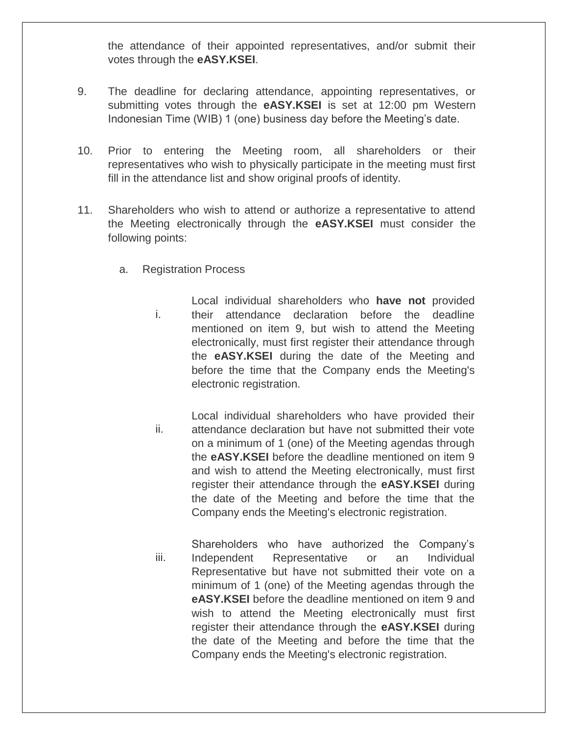the attendance of their appointed representatives, and/or submit their votes through the **eASY.KSEI**.

9. The deadline for declaring attendance, appointing representatives, or submitting votes through the **eASY.KSEI** is set at 12:00 pm Western Indonesian Time (WIB) 1 (one) business day before the Meeting's date.

10. Prior to entering the Meeting room, all shareholders or their representatives who wish to physically participate in the meeting must first fill in the attendance list and show original proofs of identity.

11. Shareholders who wish to attend or authorize a representative to attend the Meeting electronically through the **eASY.KSEI** must consider the following points:

   a. Registration Process

      i. Local individual shareholders who **have not** provided their attendance declaration before the deadline mentioned on item 9, but wish to attend the Meeting electronically, must first register their attendance through the **eASY.KSEI** during the date of the Meeting and before the time that the Company ends the Meeting's electronic registration.

      ii. Local individual shareholders who have provided their attendance declaration but have not submitted their vote on a minimum of 1 (one) of the Meeting agendas through the **eASY.KSEI** before the deadline mentioned on item 9 and wish to attend the Meeting electronically, must first register their attendance through the **eASY.KSEI** during the date of the Meeting and before the time that the Company ends the Meeting's electronic registration.

      iii. Shareholders who have authorized the Company's Independent Representative or an Individual Representative but have not submitted their vote on a minimum of 1 (one) of the Meeting agendas through the **eASY.KSEI** before the deadline mentioned on item 9 and wish to attend the Meeting electronically must first register their attendance through the **eASY.KSEI** during the date of the Meeting and before the time that the Company ends the Meeting's electronic registration.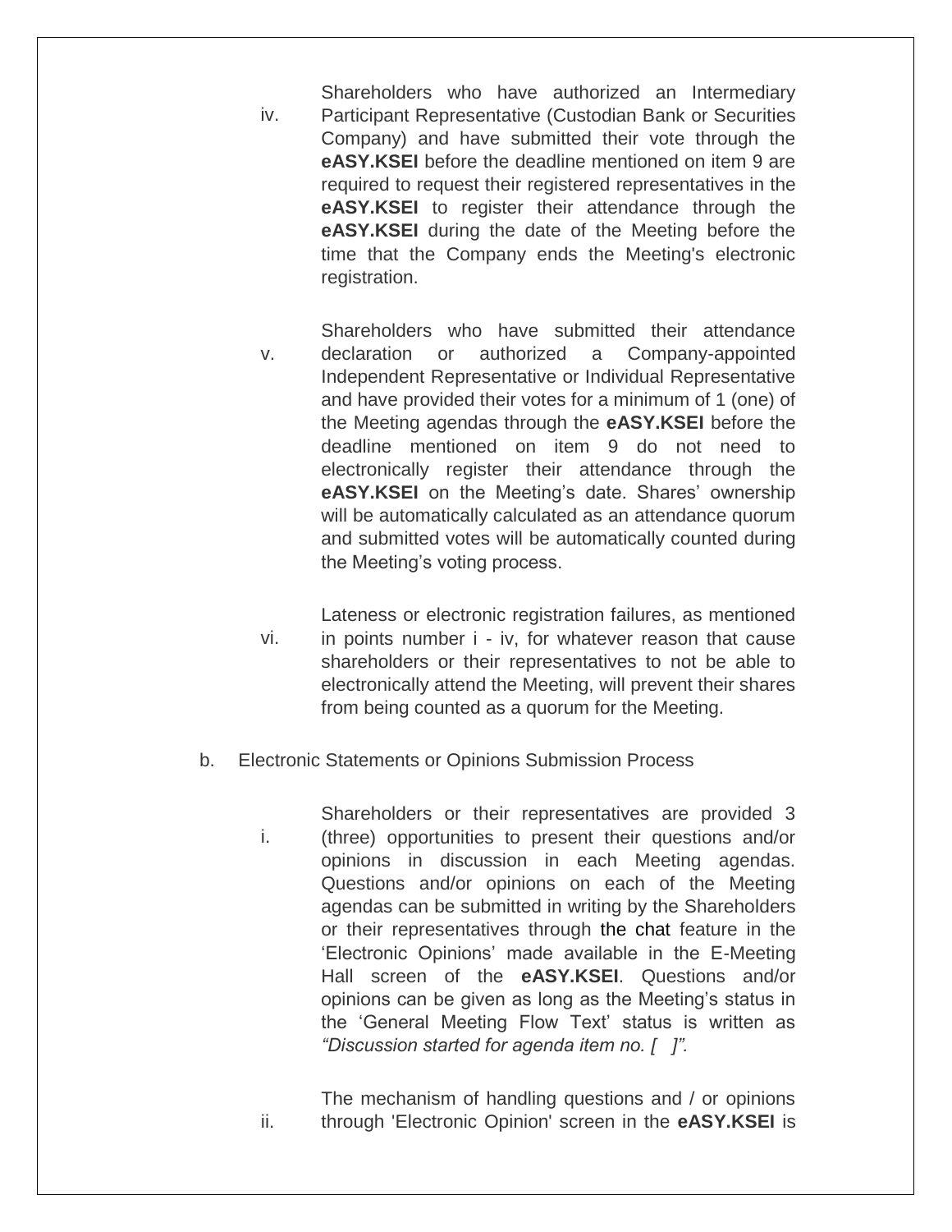iv. Shareholders who have authorized an Intermediary Participant Representative (Custodian Bank or Securities Company) and have submitted their vote through the **eASY.KSEI** before the deadline mentioned on item 9 are required to request their registered representatives in the **eASY.KSEI** to register their attendance through the **eASY.KSEI** during the date of the Meeting before the time that the Company ends the Meeting's electronic registration.

v. Shareholders who have submitted their attendance declaration or authorized a Company-appointed Independent Representative or Individual Representative and have provided their votes for a minimum of 1 (one) of the Meeting agendas through the **eASY.KSEI** before the deadline mentioned on item 9 do not need to electronically register their attendance through the **eASY.KSEI** on the Meeting's date. Shares' ownership will be automatically calculated as an attendance quorum and submitted votes will be automatically counted during the Meeting's voting process.

vi. Lateness or electronic registration failures, as mentioned in points number i - iv, for whatever reason that cause shareholders or their representatives to not be able to electronically attend the Meeting, will prevent their shares from being counted as a quorum for the Meeting.

b. Electronic Statements or Opinions Submission Process

i. Shareholders or their representatives are provided 3 (three) opportunities to present their questions and/or opinions in discussion in each Meeting agendas. Questions and/or opinions on each of the Meeting agendas can be submitted in writing by the Shareholders or their representatives through the chat feature in the 'Electronic Opinions' made available in the E-Meeting Hall screen of the **eASY.KSEI**. Questions and/or opinions can be given as long as the Meeting's status in the 'General Meeting Flow Text' status is written as *"Discussion started for agenda item no. [ ]".*

ii. The mechanism of handling questions and / or opinions through 'Electronic Opinion' screen in the **eASY.KSEI** is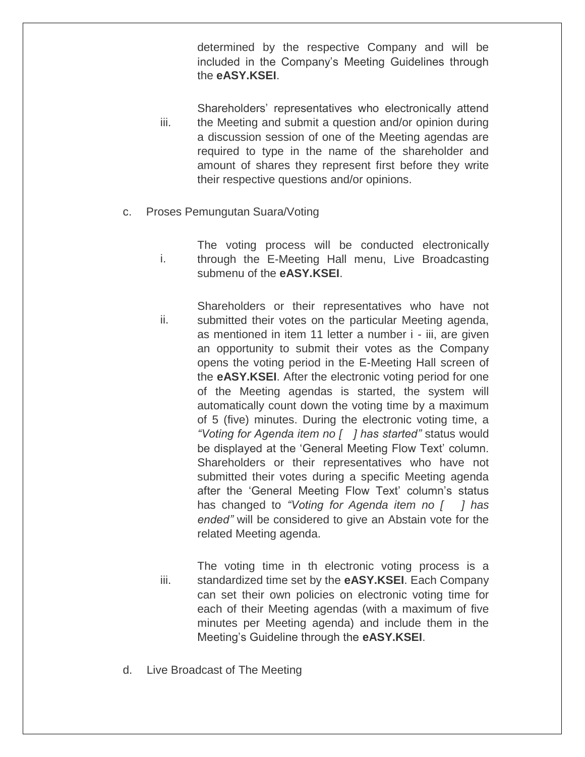determined by the respective Company and will be included in the Company's Meeting Guidelines through the **eASY.KSEI**.

iii. Shareholders' representatives who electronically attend the Meeting and submit a question and/or opinion during a discussion session of one of the Meeting agendas are required to type in the name of the shareholder and amount of shares they represent first before they write their respective questions and/or opinions.

c. Proses Pemungutan Suara/Voting

i. The voting process will be conducted electronically through the E-Meeting Hall menu, Live Broadcasting submenu of the **eASY.KSEI**.

ii. Shareholders or their representatives who have not submitted their votes on the particular Meeting agenda, as mentioned in item 11 letter a number i - iii, are given an opportunity to submit their votes as the Company opens the voting period in the E-Meeting Hall screen of the **eASY.KSEI**. After the electronic voting period for one of the Meeting agendas is started, the system will automatically count down the voting time by a maximum of 5 (five) minutes. During the electronic voting time, a *"Voting for Agenda item no [ ] has started"* status would be displayed at the 'General Meeting Flow Text' column. Shareholders or their representatives who have not submitted their votes during a specific Meeting agenda after the 'General Meeting Flow Text' column's status has changed to *"Voting for Agenda item no [ ] has ended"* will be considered to give an Abstain vote for the related Meeting agenda.

iii. The voting time in th electronic voting process is a standardized time set by the **eASY.KSEI**. Each Company can set their own policies on electronic voting time for each of their Meeting agendas (with a maximum of five minutes per Meeting agenda) and include them in the Meeting's Guideline through the **eASY.KSEI**.

d. Live Broadcast of The Meeting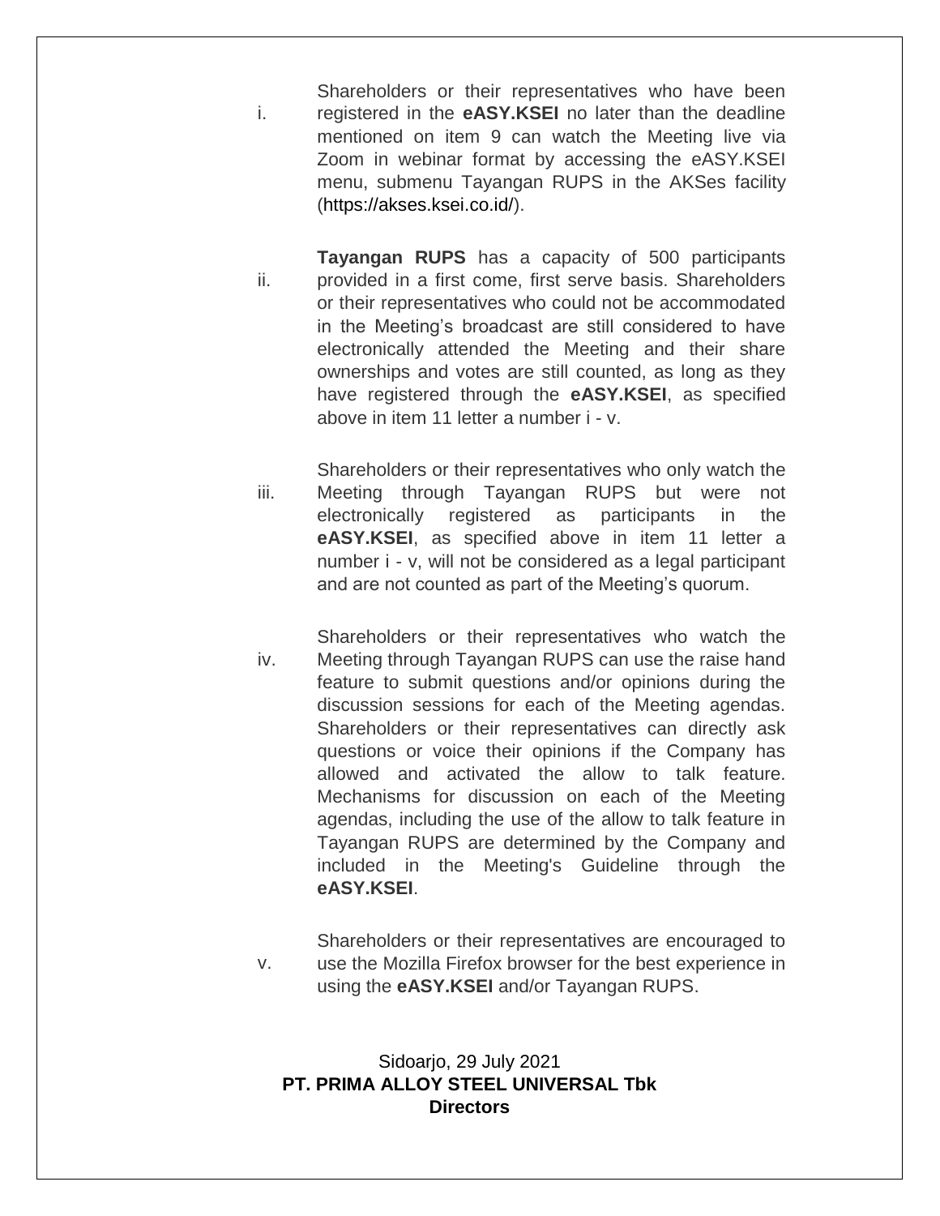i. Shareholders or their representatives who have been registered in the **eASY.KSEI** no later than the deadline mentioned on item 9 can watch the Meeting live via Zoom in webinar format by accessing the eASY.KSEI menu, submenu Tayangan RUPS in the AKSes facility (https://akses.ksei.co.id/).

ii. **Tayangan RUPS** has a capacity of 500 participants provided in a first come, first serve basis. Shareholders or their representatives who could not be accommodated in the Meeting's broadcast are still considered to have electronically attended the Meeting and their share ownerships and votes are still counted, as long as they have registered through the **eASY.KSEI**, as specified above in item 11 letter a number i - v.

iii. Shareholders or their representatives who only watch the Meeting through Tayangan RUPS but were not electronically registered as participants in the **eASY.KSEI**, as specified above in item 11 letter a number i - v, will not be considered as a legal participant and are not counted as part of the Meeting's quorum.

iv. Shareholders or their representatives who watch the Meeting through Tayangan RUPS can use the raise hand feature to submit questions and/or opinions during the discussion sessions for each of the Meeting agendas. Shareholders or their representatives can directly ask questions or voice their opinions if the Company has allowed and activated the allow to talk feature. Mechanisms for discussion on each of the Meeting agendas, including the use of the allow to talk feature in Tayangan RUPS are determined by the Company and included in the Meeting's Guideline through the **eASY.KSEI**.

v. Shareholders or their representatives are encouraged to use the Mozilla Firefox browser for the best experience in using the **eASY.KSEI** and/or Tayangan RUPS.

Sidoarjo, 29 July 2021

**PT. PRIMA ALLOY STEEL UNIVERSAL Tbk**

**Directors**